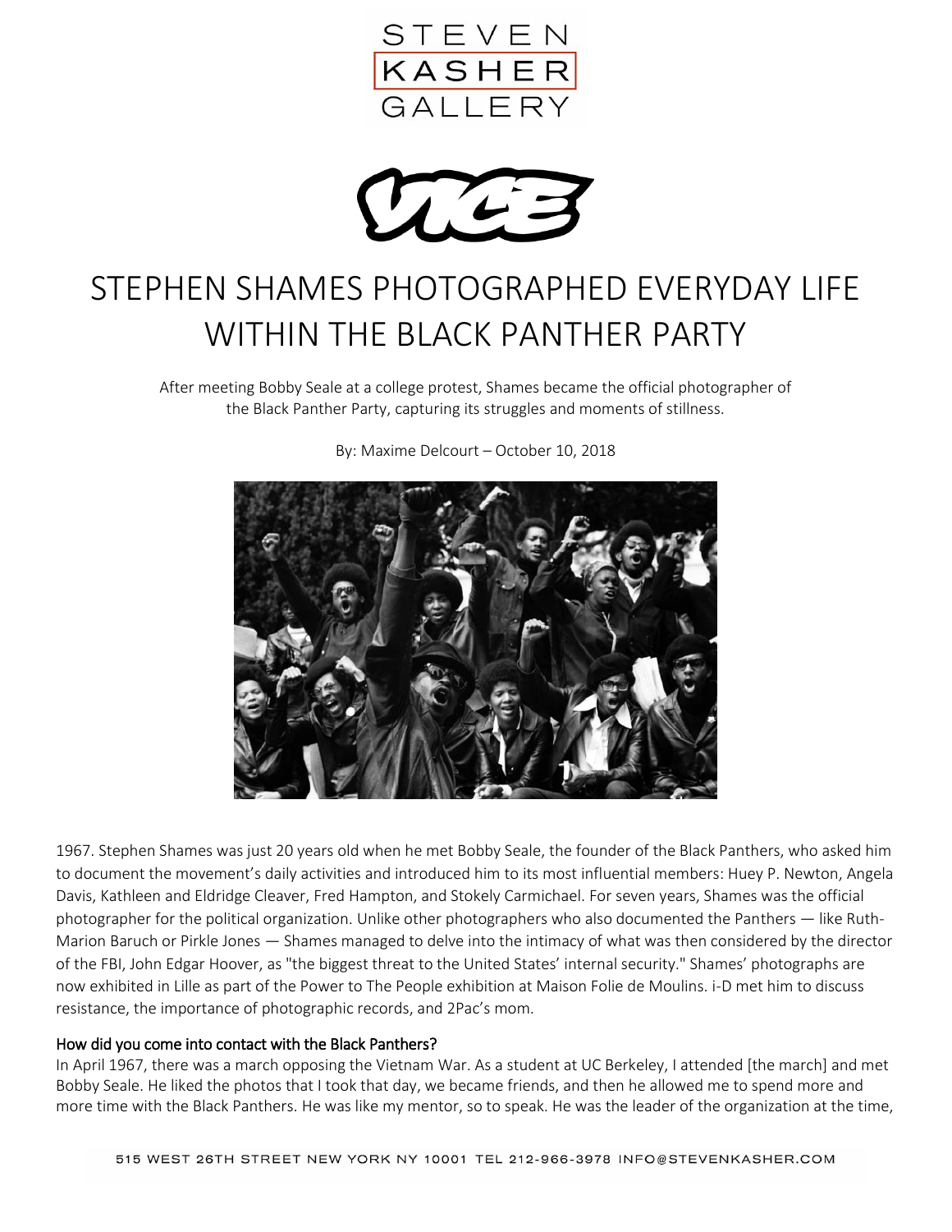# STEPHEN SHAMES PHOTOGRAPHED EVERYDAY LIFE WITHIN THE BLACK PANTHER PARTY

After meeting Bobby Seale at a college protest, Shames became the official photographer of the Black Panther Party, capturing its struggles and moments of stillness.

By: Maxime Delcourt – October 10, 2018

1967. Stephen Shames was just 20 years old when he met Bobby Seale, the founder of the Black Panthers, who asked him to document the movement's daily activities and introduced him to its most influential members: Huey P. Newton, Angela Davis, Kathleen and Eldridge Cleaver, Fred Hampton, and Stokely Carmichael. For seven years, Shames was the official photographer for the political organization. Unlike other photographers who also documented the Panthers — like Ruth-Marion Baruch or Pirkle Jones — Shames managed to delve into the intimacy of what was then considered by the director of the FBI, John Edgar Hoover, as "the biggest threat to the United States' internal security." Shames' photographs are now exhibited in Lille as part of the Power to The People exhibition at Maison Folie de Moulins. i-D met him to discuss resistance, the importance of photographic records, and 2Pac's mom.

**How did you come into contact with the Black Panthers?**

In April 1967, there was a march opposing the Vietnam War. As a student at UC Berkeley, I attended [the march] and met Bobby Seale. He liked the photos that I took that day, we became friends, and then he allowed me to spend more and more time with the Black Panthers. He was like my mentor, so to speak. He was the leader of the organization at the time,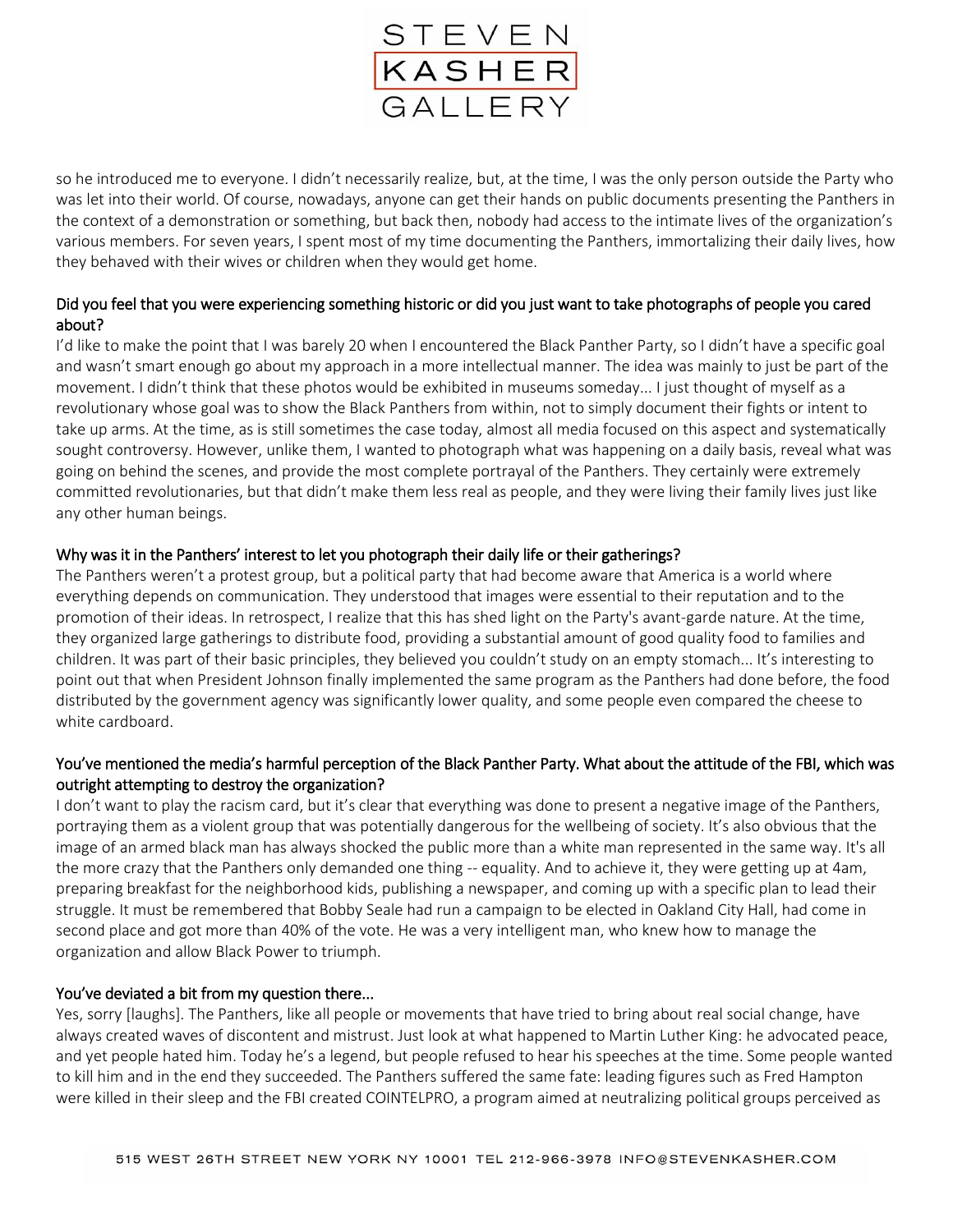so he introduced me to everyone. I didn't necessarily realize, but, at the time, I was the only person outside the Party who was let into their world. Of course, nowadays, anyone can get their hands on public documents presenting the Panthers in the context of a demonstration or something, but back then, nobody had access to the intimate lives of the organization's various members. For seven years, I spent most of my time documenting the Panthers, immortalizing their daily lives, how they behaved with their wives or children when they would get home.

Did you feel that you were experiencing something historic or did you just want to take photographs of people you cared about?

I'd like to make the point that I was barely 20 when I encountered the Black Panther Party, so I didn't have a specific goal and wasn't smart enough go about my approach in a more intellectual manner. The idea was mainly to just be part of the movement. I didn't think that these photos would be exhibited in museums someday... I just thought of myself as a revolutionary whose goal was to show the Black Panthers from within, not to simply document their fights or intent to take up arms. At the time, as is still sometimes the case today, almost all media focused on this aspect and systematically sought controversy. However, unlike them, I wanted to photograph what was happening on a daily basis, reveal what was going on behind the scenes, and provide the most complete portrayal of the Panthers. They certainly were extremely committed revolutionaries, but that didn't make them less real as people, and they were living their family lives just like any other human beings.

Why was it in the Panthers' interest to let you photograph their daily life or their gatherings?

The Panthers weren't a protest group, but a political party that had become aware that America is a world where everything depends on communication. They understood that images were essential to their reputation and to the promotion of their ideas. In retrospect, I realize that this has shed light on the Party's avant-garde nature. At the time, they organized large gatherings to distribute food, providing a substantial amount of good quality food to families and children. It was part of their basic principles, they believed you couldn't study on an empty stomach... It's interesting to point out that when President Johnson finally implemented the same program as the Panthers had done before, the food distributed by the government agency was significantly lower quality, and some people even compared the cheese to white cardboard.

You've mentioned the media's harmful perception of the Black Panther Party. What about the attitude of the FBI, which was outright attempting to destroy the organization?

I don't want to play the racism card, but it's clear that everything was done to present a negative image of the Panthers, portraying them as a violent group that was potentially dangerous for the wellbeing of society. It's also obvious that the image of an armed black man has always shocked the public more than a white man represented in the same way. It's all the more crazy that the Panthers only demanded one thing -- equality. And to achieve it, they were getting up at 4am, preparing breakfast for the neighborhood kids, publishing a newspaper, and coming up with a specific plan to lead their struggle. It must be remembered that Bobby Seale had run a campaign to be elected in Oakland City Hall, had come in second place and got more than 40% of the vote. He was a very intelligent man, who knew how to manage the organization and allow Black Power to triumph.

You've deviated a bit from my question there...

Yes, sorry [laughs]. The Panthers, like all people or movements that have tried to bring about real social change, have always created waves of discontent and mistrust. Just look at what happened to Martin Luther King: he advocated peace, and yet people hated him. Today he's a legend, but people refused to hear his speeches at the time. Some people wanted to kill him and in the end they succeeded. The Panthers suffered the same fate: leading figures such as Fred Hampton were killed in their sleep and the FBI created COINTELPRO, a program aimed at neutralizing political groups perceived as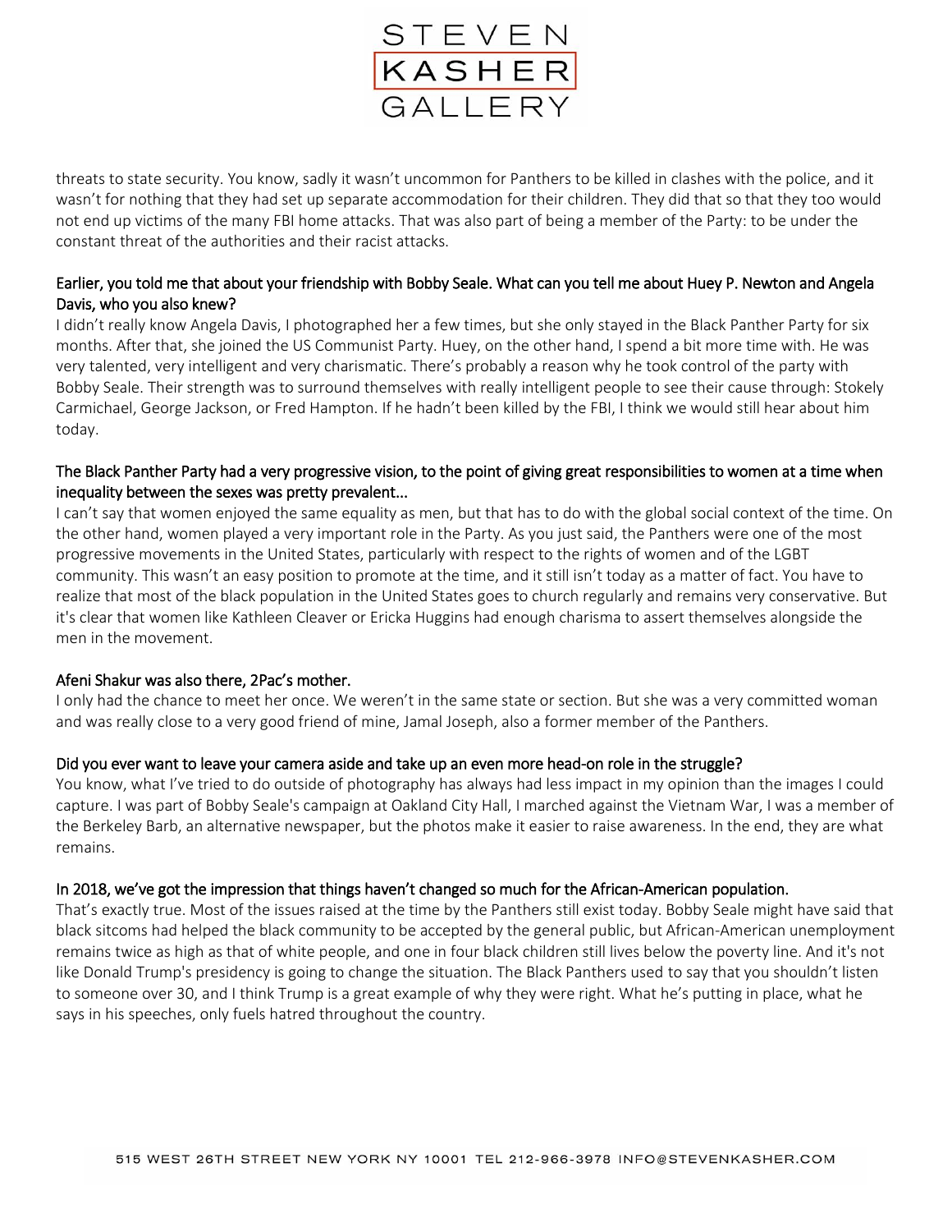threats to state security. You know, sadly it wasn't uncommon for Panthers to be killed in clashes with the police, and it wasn't for nothing that they had set up separate accommodation for their children. They did that so that they too would not end up victims of the many FBI home attacks. That was also part of being a member of the Party: to be under the constant threat of the authorities and their racist attacks.

**Earlier, you told me that about your friendship with Bobby Seale. What can you tell me about Huey P. Newton and Angela Davis, who you also knew?**

I didn't really know Angela Davis, I photographed her a few times, but she only stayed in the Black Panther Party for six months. After that, she joined the US Communist Party. Huey, on the other hand, I spend a bit more time with. He was very talented, very intelligent and very charismatic. There's probably a reason why he took control of the party with Bobby Seale. Their strength was to surround themselves with really intelligent people to see their cause through: Stokely Carmichael, George Jackson, or Fred Hampton. If he hadn't been killed by the FBI, I think we would still hear about him today.

**The Black Panther Party had a very progressive vision, to the point of giving great responsibilities to women at a time when inequality between the sexes was pretty prevalent...**

I can't say that women enjoyed the same equality as men, but that has to do with the global social context of the time. On the other hand, women played a very important role in the Party. As you just said, the Panthers were one of the most progressive movements in the United States, particularly with respect to the rights of women and of the LGBT community. This wasn't an easy position to promote at the time, and it still isn't today as a matter of fact. You have to realize that most of the black population in the United States goes to church regularly and remains very conservative. But it's clear that women like Kathleen Cleaver or Ericka Huggins had enough charisma to assert themselves alongside the men in the movement.

**Afeni Shakur was also there, 2Pac's mother.**

I only had the chance to meet her once. We weren't in the same state or section. But she was a very committed woman and was really close to a very good friend of mine, Jamal Joseph, also a former member of the Panthers.

**Did you ever want to leave your camera aside and take up an even more head-on role in the struggle?**

You know, what I've tried to do outside of photography has always had less impact in my opinion than the images I could capture. I was part of Bobby Seale's campaign at Oakland City Hall, I marched against the Vietnam War, I was a member of the Berkeley Barb, an alternative newspaper, but the photos make it easier to raise awareness. In the end, they are what remains.

**In 2018, we've got the impression that things haven't changed so much for the African-American population.**

That's exactly true. Most of the issues raised at the time by the Panthers still exist today. Bobby Seale might have said that black sitcoms had helped the black community to be accepted by the general public, but African-American unemployment remains twice as high as that of white people, and one in four black children still lives below the poverty line. And it's not like Donald Trump's presidency is going to change the situation. The Black Panthers used to say that you shouldn't listen to someone over 30, and I think Trump is a great example of why they were right. What he's putting in place, what he says in his speeches, only fuels hatred throughout the country.